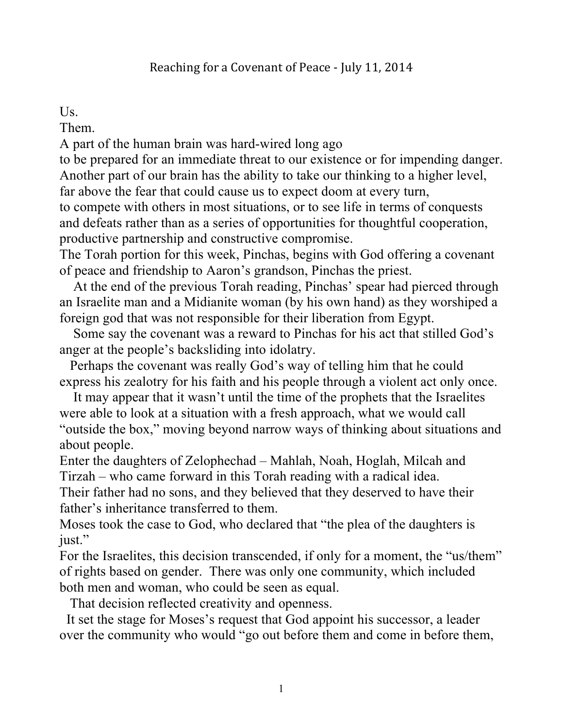# Reaching for a Covenant of Peace - July 11, 2014

Us.
Them.
A part of the human brain was hard-wired long ago
to be prepared for an immediate threat to our existence or for impending danger.
Another part of our brain has the ability to take our thinking to a higher level,
far above the fear that could cause us to expect doom at every turn,
to compete with others in most situations, or to see life in terms of conquests
and defeats rather than as a series of opportunities for thoughtful cooperation,
productive partnership and constructive compromise.
The Torah portion for this week, Pinchas, begins with God offering a covenant
of peace and friendship to Aaron's grandson, Pinchas the priest.

At the end of the previous Torah reading, Pinchas' spear had pierced through an Israelite man and a Midianite woman (by his own hand) as they worshiped a foreign god that was not responsible for their liberation from Egypt.

Some say the covenant was a reward to Pinchas for his act that stilled God's anger at the people's backsliding into idolatry.

Perhaps the covenant was really God's way of telling him that he could express his zealotry for his faith and his people through a violent act only once.

It may appear that it wasn't until the time of the prophets that the Israelites were able to look at a situation with a fresh approach, what we would call "outside the box," moving beyond narrow ways of thinking about situations and about people.
Enter the daughters of Zelophechad – Mahlah, Noah, Hoglah, Milcah and Tirzah – who came forward in this Torah reading with a radical idea.
Their father had no sons, and they believed that they deserved to have their father's inheritance transferred to them.
Moses took the case to God, who declared that "the plea of the daughters is just."
For the Israelites, this decision transcended, if only for a moment, the "us/them" of rights based on gender. There was only one community, which included both men and woman, who could be seen as equal.

That decision reflected creativity and openness.

It set the stage for Moses's request that God appoint his successor, a leader over the community who would "go out before them and come in before them,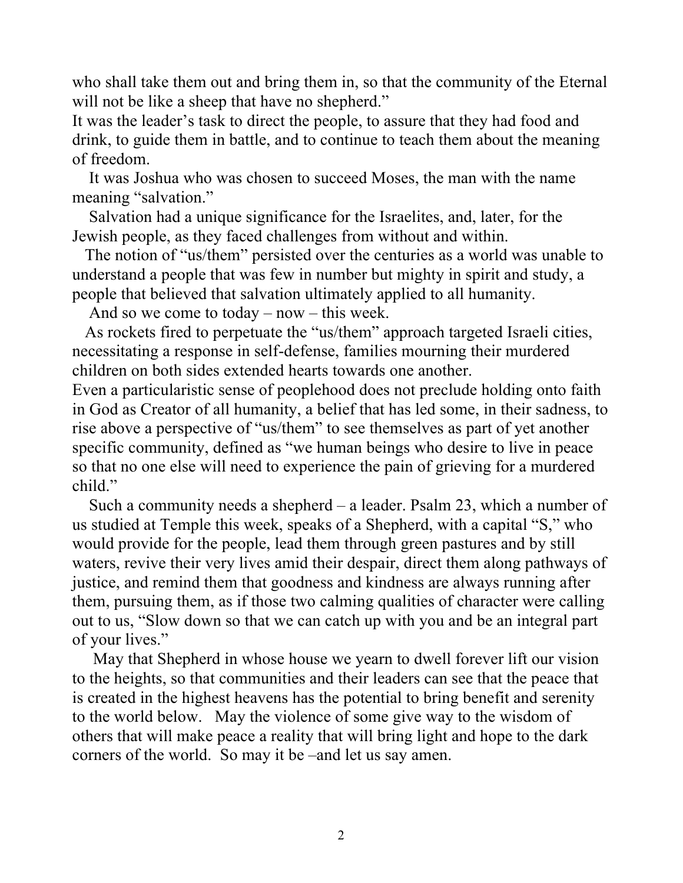who shall take them out and bring them in, so that the community of the Eternal will not be like a sheep that have no shepherd."

It was the leader's task to direct the people, to assure that they had food and drink, to guide them in battle, and to continue to teach them about the meaning of freedom.

It was Joshua who was chosen to succeed Moses, the man with the name meaning "salvation."

Salvation had a unique significance for the Israelites, and, later, for the Jewish people, as they faced challenges from without and within.

The notion of "us/them" persisted over the centuries as a world was unable to understand a people that was few in number but mighty in spirit and study, a people that believed that salvation ultimately applied to all humanity.

And so we come to today – now – this week.

As rockets fired to perpetuate the "us/them" approach targeted Israeli cities, necessitating a response in self-defense, families mourning their murdered children on both sides extended hearts towards one another.

Even a particularistic sense of peoplehood does not preclude holding onto faith in God as Creator of all humanity, a belief that has led some, in their sadness, to rise above a perspective of "us/them" to see themselves as part of yet another specific community, defined as "we human beings who desire to live in peace so that no one else will need to experience the pain of grieving for a murdered child."

Such a community needs a shepherd – a leader. Psalm 23, which a number of us studied at Temple this week, speaks of a Shepherd, with a capital "S," who would provide for the people, lead them through green pastures and by still waters, revive their very lives amid their despair, direct them along pathways of justice, and remind them that goodness and kindness are always running after them, pursuing them, as if those two calming qualities of character were calling out to us, "Slow down so that we can catch up with you and be an integral part of your lives."

May that Shepherd in whose house we yearn to dwell forever lift our vision to the heights, so that communities and their leaders can see that the peace that is created in the highest heavens has the potential to bring benefit and serenity to the world below. May the violence of some give way to the wisdom of others that will make peace a reality that will bring light and hope to the dark corners of the world. So may it be –and let us say amen.